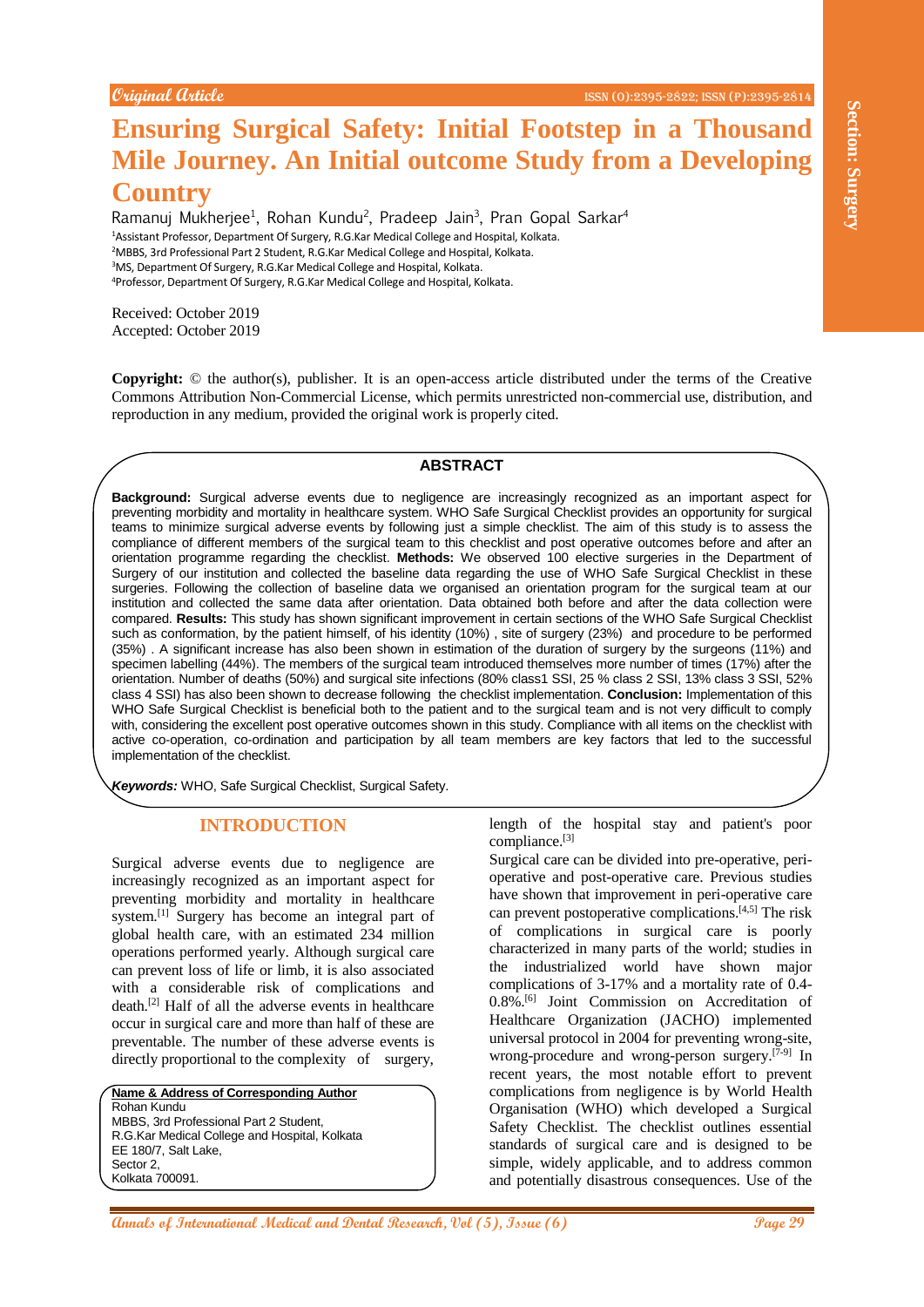Original Article

# Ensuring Surgical Safety: Initial Footstep in a Thousand Mile Journey. An Initial outcome Study from a Developing Country

Ramanuj Mukherjee[1], Rohan Kundu[2], Pradeep Jain[3], Pran Gopal Sarkar[4]

[1]Assistant Professor, Department Of Surgery, R.G.Kar Medical College and Hospital, Kolkata.
[2]MBBS, 3rd Professional Part 2 Student, R.G.Kar Medical College and Hospital, Kolkata.
[3]MS, Department Of Surgery, R.G.Kar Medical College and Hospital, Kolkata.
[4]Professor, Department Of Surgery, R.G.Kar Medical College and Hospital, Kolkata.

Received: October 2019
Accepted: October 2019

**Copyright:** © the author(s), publisher. It is an open-access article distributed under the terms of the Creative Commons Attribution Non-Commercial License, which permits unrestricted non-commercial use, distribution, and reproduction in any medium, provided the original work is properly cited.

## ABSTRACT

**Background:** Surgical adverse events due to negligence are increasingly recognized as an important aspect for preventing morbidity and mortality in healthcare system. WHO Safe Surgical Checklist provides an opportunity for surgical teams to minimize surgical adverse events by following just a simple checklist. The aim of this study is to assess the compliance of different members of the surgical team to this checklist and post operative outcomes before and after an orientation programme regarding the checklist. **Methods:** We observed 100 elective surgeries in the Department of Surgery of our institution and collected the baseline data regarding the use of WHO Safe Surgical Checklist in these surgeries. Following the collection of baseline data we organised an orientation program for the surgical team at our institution and collected the same data after orientation. Data obtained both before and after the data collection were compared. **Results:** This study has shown significant improvement in certain sections of the WHO Safe Surgical Checklist such as conformation, by the patient himself, of his identity (10%) , site of surgery (23%) and procedure to be performed (35%) . A significant increase has also been shown in estimation of the duration of surgery by the surgeons (11%) and specimen labelling (44%). The members of the surgical team introduced themselves more number of times (17%) after the orientation. Number of deaths (50%) and surgical site infections (80% class1 SSI, 25 % class 2 SSI, 13% class 3 SSI, 52% class 4 SSI) has also been shown to decrease following the checklist implementation. **Conclusion:** Implementation of this WHO Safe Surgical Checklist is beneficial both to the patient and to the surgical team and is not very difficult to comply with, considering the excellent post operative outcomes shown in this study. Compliance with all items on the checklist with active co-operation, co-ordination and participation by all team members are key factors that led to the successful implementation of the checklist.

***Keywords:*** WHO, Safe Surgical Checklist, Surgical Safety.

## INTRODUCTION

Surgical adverse events due to negligence are increasingly recognized as an important aspect for preventing morbidity and mortality in healthcare system.[1] Surgery has become an integral part of global health care, with an estimated 234 million operations performed yearly. Although surgical care can prevent loss of life or limb, it is also associated with a considerable risk of complications and death.[2] Half of all the adverse events in healthcare occur in surgical care and more than half of these are preventable. The number of these adverse events is directly proportional to the complexity of surgery, length of the hospital stay and patient's poor compliance.[3]

Surgical care can be divided into pre-operative, peri-operative and post-operative care. Previous studies have shown that improvement in peri-operative care can prevent postoperative complications.[4,5] The risk of complications in surgical care is poorly characterized in many parts of the world; studies in the industrialized world have shown major complications of 3-17% and a mortality rate of 0.4-0.8%.[6] Joint Commission on Accreditation of Healthcare Organization (JACHO) implemented universal protocol in 2004 for preventing wrong-site, wrong-procedure and wrong-person surgery.[7-9] In recent years, the most notable effort to prevent complications from negligence is by World Health Organisation (WHO) which developed a Surgical Safety Checklist. The checklist outlines essential standards of surgical care and is designed to be simple, widely applicable, and to address common and potentially disastrous consequences. Use of the

**Name & Address of Corresponding Author**
Rohan Kundu
MBBS, 3rd Professional Part 2 Student,
R.G.Kar Medical College and Hospital, Kolkata
EE 180/7, Salt Lake,
Sector 2,
Kolkata 700091.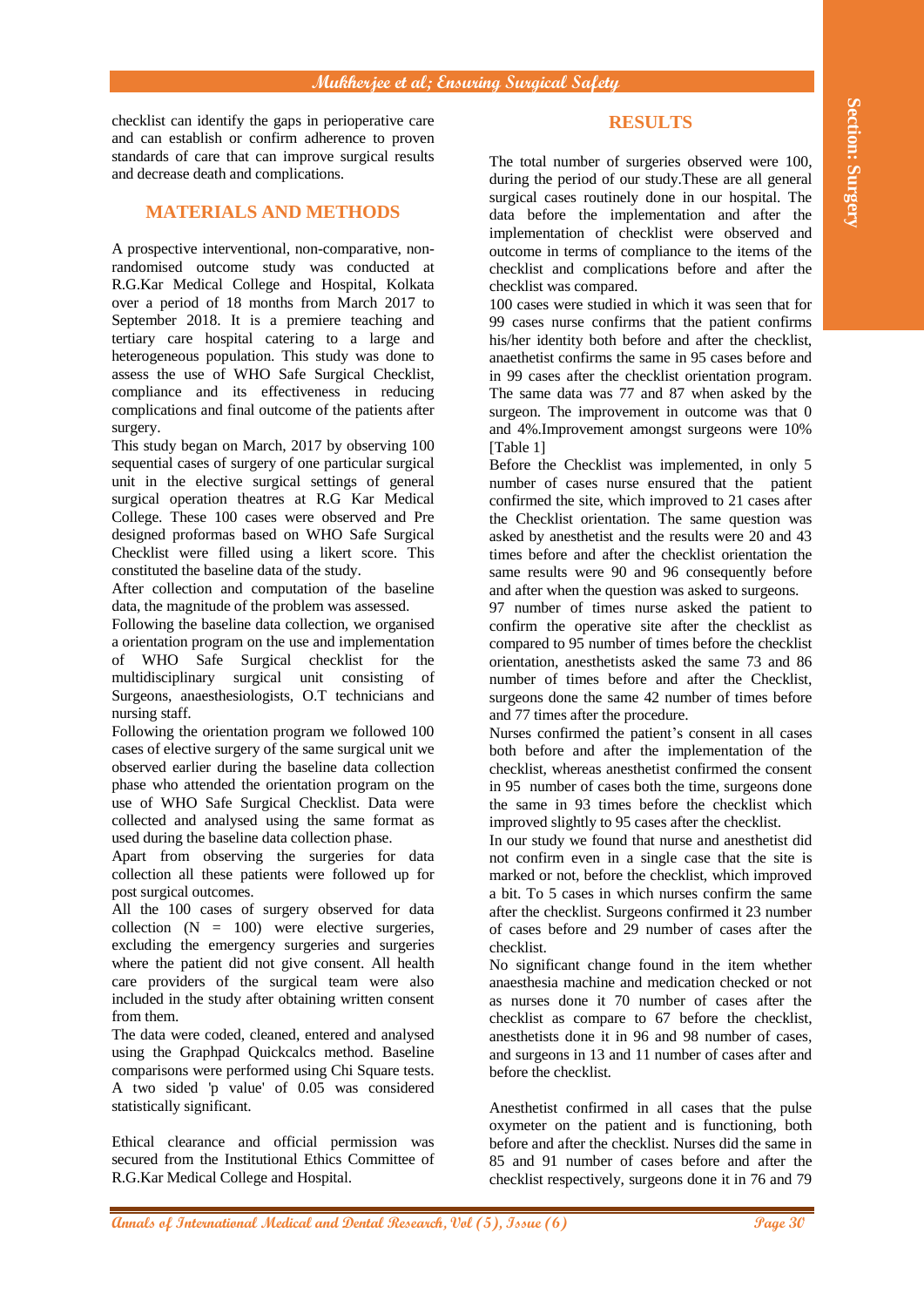checklist can identify the gaps in perioperative care and can establish or confirm adherence to proven standards of care that can improve surgical results and decrease death and complications.

## MATERIALS AND METHODS

A prospective interventional, non-comparative, non-randomised outcome study was conducted at R.G.Kar Medical College and Hospital, Kolkata over a period of 18 months from March 2017 to September 2018. It is a premiere teaching and tertiary care hospital catering to a large and heterogeneous population. This study was done to assess the use of WHO Safe Surgical Checklist, compliance and its effectiveness in reducing complications and final outcome of the patients after surgery.

This study began on March, 2017 by observing 100 sequential cases of surgery of one particular surgical unit in the elective surgical settings of general surgical operation theatres at R.G Kar Medical College. These 100 cases were observed and Pre designed proformas based on WHO Safe Surgical Checklist were filled using a likert score. This constituted the baseline data of the study.

After collection and computation of the baseline data, the magnitude of the problem was assessed.

Following the baseline data collection, we organised a orientation program on the use and implementation of WHO Safe Surgical checklist for the multidisciplinary surgical unit consisting of Surgeons, anaesthesiologists, O.T technicians and nursing staff.

Following the orientation program we followed 100 cases of elective surgery of the same surgical unit we observed earlier during the baseline data collection phase who attended the orientation program on the use of WHO Safe Surgical Checklist. Data were collected and analysed using the same format as used during the baseline data collection phase.

Apart from observing the surgeries for data collection all these patients were followed up for post surgical outcomes.

All the 100 cases of surgery observed for data collection (N = 100) were elective surgeries, excluding the emergency surgeries and surgeries where the patient did not give consent. All health care providers of the surgical team were also included in the study after obtaining written consent from them.

The data were coded, cleaned, entered and analysed using the Graphpad Quickcalcs method. Baseline comparisons were performed using Chi Square tests. A two sided 'p value' of 0.05 was considered statistically significant.

Ethical clearance and official permission was secured from the Institutional Ethics Committee of R.G.Kar Medical College and Hospital.

## RESULTS

The total number of surgeries observed were 100, during the period of our study.These are all general surgical cases routinely done in our hospital. The data before the implementation and after the implementation of checklist were observed and outcome in terms of compliance to the items of the checklist and complications before and after the checklist was compared.

100 cases were studied in which it was seen that for 99 cases nurse confirms that the patient confirms his/her identity both before and after the checklist, anaethetist confirms the same in 95 cases before and in 99 cases after the checklist orientation program. The same data was 77 and 87 when asked by the surgeon. The improvement in outcome was that 0 and 4%.Improvement amongst surgeons were 10% [Table 1]

Before the Checklist was implemented, in only 5 number of cases nurse ensured that the patient confirmed the site, which improved to 21 cases after the Checklist orientation. The same question was asked by anesthetist and the results were 20 and 43 times before and after the checklist orientation the same results were 90 and 96 consequently before and after when the question was asked to surgeons.

97 number of times nurse asked the patient to confirm the operative site after the checklist as compared to 95 number of times before the checklist orientation, anesthetists asked the same 73 and 86 number of times before and after the Checklist, surgeons done the same 42 number of times before and 77 times after the procedure.

Nurses confirmed the patient's consent in all cases both before and after the implementation of the checklist, whereas anesthetist confirmed the consent in 95 number of cases both the time, surgeons done the same in 93 times before the checklist which improved slightly to 95 cases after the checklist.

In our study we found that nurse and anesthetist did not confirm even in a single case that the site is marked or not, before the checklist, which improved a bit. To 5 cases in which nurses confirm the same after the checklist. Surgeons confirmed it 23 number of cases before and 29 number of cases after the checklist.

No significant change found in the item whether anaesthesia machine and medication checked or not as nurses done it 70 number of cases after the checklist as compare to 67 before the checklist, anesthetists done it in 96 and 98 number of cases, and surgeons in 13 and 11 number of cases after and before the checklist.

Anesthetist confirmed in all cases that the pulse oxymeter on the patient and is functioning, both before and after the checklist. Nurses did the same in 85 and 91 number of cases before and after the checklist respectively, surgeons done it in 76 and 79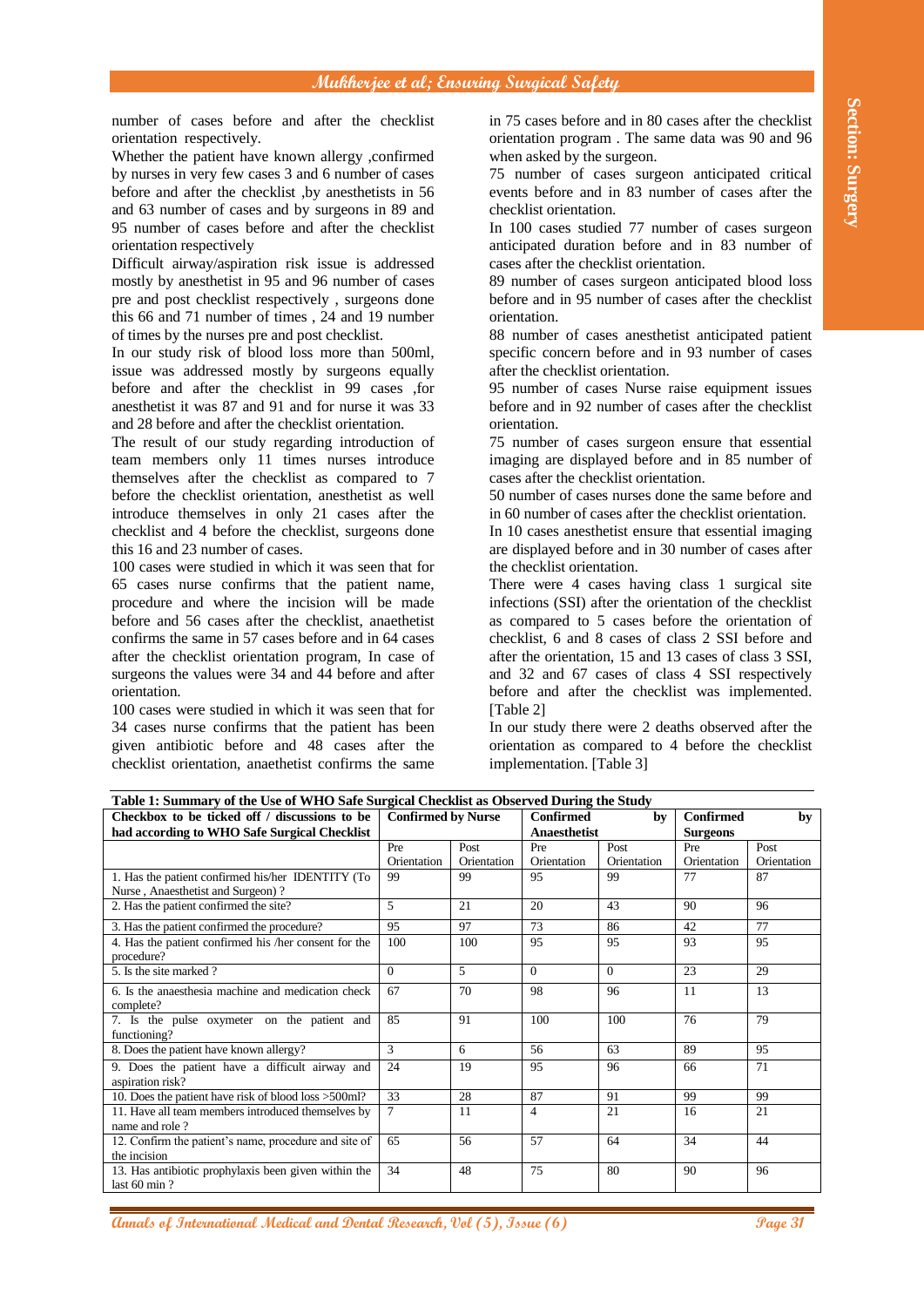number of cases before and after the checklist orientation respectively.

Whether the patient have known allergy ,confirmed by nurses in very few cases 3 and 6 number of cases before and after the checklist ,by anesthetists in 56 and 63 number of cases and by surgeons in 89 and 95 number of cases before and after the checklist orientation respectively

Difficult airway/aspiration risk issue is addressed mostly by anesthetist in 95 and 96 number of cases pre and post checklist respectively , surgeons done this 66 and 71 number of times , 24 and 19 number of times by the nurses pre and post checklist.

In our study risk of blood loss more than 500ml, issue was addressed mostly by surgeons equally before and after the checklist in 99 cases ,for anesthetist it was 87 and 91 and for nurse it was 33 and 28 before and after the checklist orientation.

The result of our study regarding introduction of team members only 11 times nurses introduce themselves after the checklist as compared to 7 before the checklist orientation, anesthetist as well introduce themselves in only 21 cases after the checklist and 4 before the checklist, surgeons done this 16 and 23 number of cases.

100 cases were studied in which it was seen that for 65 cases nurse confirms that the patient name, procedure and where the incision will be made before and 56 cases after the checklist, anaethetist confirms the same in 57 cases before and in 64 cases after the checklist orientation program, In case of surgeons the values were 34 and 44 before and after orientation.

100 cases were studied in which it was seen that for 34 cases nurse confirms that the patient has been given antibiotic before and 48 cases after the checklist orientation, anaethetist confirms the same in 75 cases before and in 80 cases after the checklist orientation program . The same data was 90 and 96 when asked by the surgeon.

75 number of cases surgeon anticipated critical events before and in 83 number of cases after the checklist orientation.

In 100 cases studied 77 number of cases surgeon anticipated duration before and in 83 number of cases after the checklist orientation.

89 number of cases surgeon anticipated blood loss before and in 95 number of cases after the checklist orientation.

88 number of cases anesthetist anticipated patient specific concern before and in 93 number of cases after the checklist orientation.

95 number of cases Nurse raise equipment issues before and in 92 number of cases after the checklist orientation.

75 number of cases surgeon ensure that essential imaging are displayed before and in 85 number of cases after the checklist orientation.

50 number of cases nurses done the same before and in 60 number of cases after the checklist orientation.

In 10 cases anesthetist ensure that essential imaging are displayed before and in 30 number of cases after the checklist orientation.

There were 4 cases having class 1 surgical site infections (SSI) after the orientation of the checklist as compared to 5 cases before the orientation of checklist, 6 and 8 cases of class 2 SSI before and after the orientation, 15 and 13 cases of class 3 SSI, and 32 and 67 cases of class 4 SSI respectively before and after the checklist was implemented. [Table 2]

In our study there were 2 deaths observed after the orientation as compared to 4 before the checklist implementation. [Table 3]

**Table 1: Summary of the Use of WHO Safe Surgical Checklist as Observed During the Study**

| Checkbox to be ticked off / discussions to be had according to WHO Safe Surgical Checklist | Confirmed by Nurse | | Confirmed by Anaesthetist | | Confirmed by Surgeons | |
|---|---|---|---|---|---|---|
| | Pre Orientation | Post Orientation | Pre Orientation | Post Orientation | Pre Orientation | Post Orientation |
| 1. Has the patient confirmed his/her IDENTITY (To Nurse , Anaesthetist and Surgeon) ? | 99 | 99 | 95 | 99 | 77 | 87 |
| 2. Has the patient confirmed the site? | 5 | 21 | 20 | 43 | 90 | 96 |
| 3. Has the patient confirmed the procedure? | 95 | 97 | 73 | 86 | 42 | 77 |
| 4. Has the patient confirmed his /her consent for the procedure? | 100 | 100 | 95 | 95 | 93 | 95 |
| 5. Is the site marked ? | 0 | 5 | 0 | 0 | 23 | 29 |
| 6. Is the anaesthesia machine and medication check complete? | 67 | 70 | 98 | 96 | 11 | 13 |
| 7. Is the pulse oxymeter on the patient and functioning? | 85 | 91 | 100 | 100 | 76 | 79 |
| 8. Does the patient have known allergy? | 3 | 6 | 56 | 63 | 89 | 95 |
| 9. Does the patient have a difficult airway and aspiration risk? | 24 | 19 | 95 | 96 | 66 | 71 |
| 10. Does the patient have risk of blood loss >500ml? | 33 | 28 | 87 | 91 | 99 | 99 |
| 11. Have all team members introduced themselves by name and role ? | 7 | 11 | 4 | 21 | 16 | 21 |
| 12. Confirm the patient's name, procedure and site of the incision | 65 | 56 | 57 | 64 | 34 | 44 |
| 13. Has antibiotic prophylaxis been given within the last 60 min ? | 34 | 48 | 75 | 80 | 90 | 96 |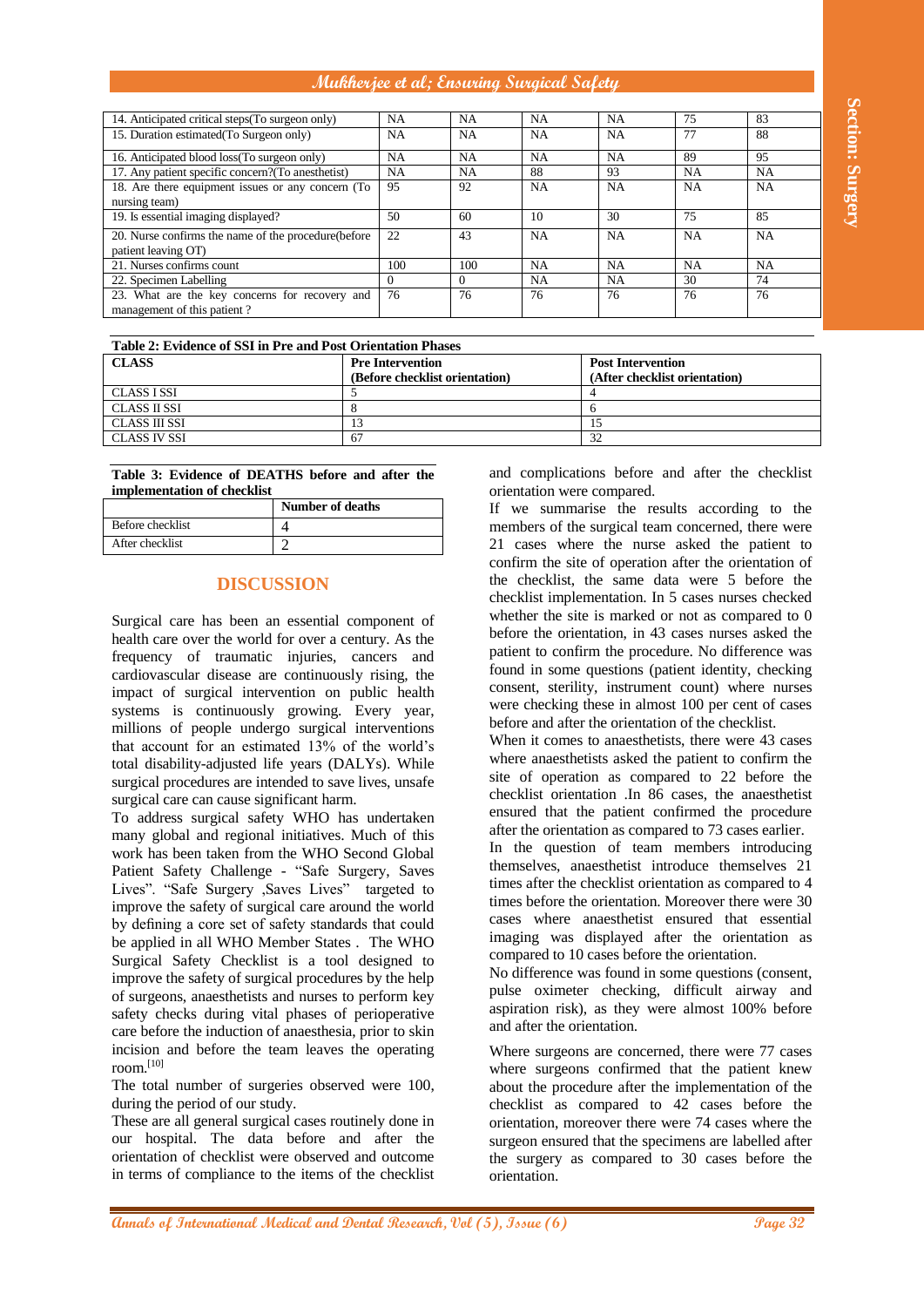| | | | | | | |
|---|---|---|---|---|---|---|
| 14. Anticipated critical steps(To surgeon only) | NA | NA | NA | NA | 75 | 83 |
| 15. Duration estimated(To Surgeon only) | NA | NA | NA | NA | 77 | 88 |
| 16. Anticipated blood loss(To surgeon only) | NA | NA | NA | NA | 89 | 95 |
| 17. Any patient specific concern?(To anesthetist) | NA | NA | 88 | 93 | NA | NA |
| 18. Are there equipment issues or any concern (To nursing team) | 95 | 92 | NA | NA | NA | NA |
| 19. Is essential imaging displayed? | 50 | 60 | 10 | 30 | 75 | 85 |
| 20. Nurse confirms the name of the procedure(before patient leaving OT) | 22 | 43 | NA | NA | NA | NA |
| 21. Nurses confirms count | 100 | 100 | NA | NA | NA | NA |
| 22. Specimen Labelling | 0 | 0 | NA | NA | 30 | 74 |
| 23. What are the key concerns for recovery and management of this patient ? | 76 | 76 | 76 | 76 | 76 | 76 |

**Table 2: Evidence of SSI in Pre and Post Orientation Phases**

| CLASS | Pre Intervention (Before checklist orientation) | Post Intervention (After checklist orientation) |
|---|---|---|
| CLASS I SSI | 5 | 4 |
| CLASS II SSI | 8 | 6 |
| CLASS III SSI | 13 | 15 |
| CLASS IV SSI | 67 | 32 |

**Table 3: Evidence of DEATHS before and after the implementation of checklist**

| | Number of deaths |
|---|---|
| Before checklist | 4 |
| After checklist | 2 |

## DISCUSSION

Surgical care has been an essential component of health care over the world for over a century. As the frequency of traumatic injuries, cancers and cardiovascular disease are continuously rising, the impact of surgical intervention on public health systems is continuously growing. Every year, millions of people undergo surgical interventions that account for an estimated 13% of the world's total disability-adjusted life years (DALYs). While surgical procedures are intended to save lives, unsafe surgical care can cause significant harm.

To address surgical safety WHO has undertaken many global and regional initiatives. Much of this work has been taken from the WHO Second Global Patient Safety Challenge - "Safe Surgery, Saves Lives". "Safe Surgery ,Saves Lives" targeted to improve the safety of surgical care around the world by defining a core set of safety standards that could be applied in all WHO Member States . The WHO Surgical Safety Checklist is a tool designed to improve the safety of surgical procedures by the help of surgeons, anaesthetists and nurses to perform key safety checks during vital phases of perioperative care before the induction of anaesthesia, prior to skin incision and before the team leaves the operating room.[10]

The total number of surgeries observed were 100, during the period of our study.

These are all general surgical cases routinely done in our hospital. The data before and after the orientation of checklist were observed and outcome in terms of compliance to the items of the checklist and complications before and after the checklist orientation were compared.

If we summarise the results according to the members of the surgical team concerned, there were 21 cases where the nurse asked the patient to confirm the site of operation after the orientation of the checklist, the same data were 5 before the checklist implementation. In 5 cases nurses checked whether the site is marked or not as compared to 0 before the orientation, in 43 cases nurses asked the patient to confirm the procedure. No difference was found in some questions (patient identity, checking consent, sterility, instrument count) where nurses were checking these in almost 100 per cent of cases before and after the orientation of the checklist.

When it comes to anaesthetists, there were 43 cases where anaesthetists asked the patient to confirm the site of operation as compared to 22 before the checklist orientation .In 86 cases, the anaesthetist ensured that the patient confirmed the procedure after the orientation as compared to 73 cases earlier.

In the question of team members introducing themselves, anaesthetist introduce themselves 21 times after the checklist orientation as compared to 4 times before the orientation. Moreover there were 30 cases where anaesthetist ensured that essential imaging was displayed after the orientation as compared to 10 cases before the orientation.

No difference was found in some questions (consent, pulse oximeter checking, difficult airway and aspiration risk), as they were almost 100% before and after the orientation.

Where surgeons are concerned, there were 77 cases where surgeons confirmed that the patient knew about the procedure after the implementation of the checklist as compared to 42 cases before the orientation, moreover there were 74 cases where the surgeon ensured that the specimens are labelled after the surgery as compared to 30 cases before the orientation.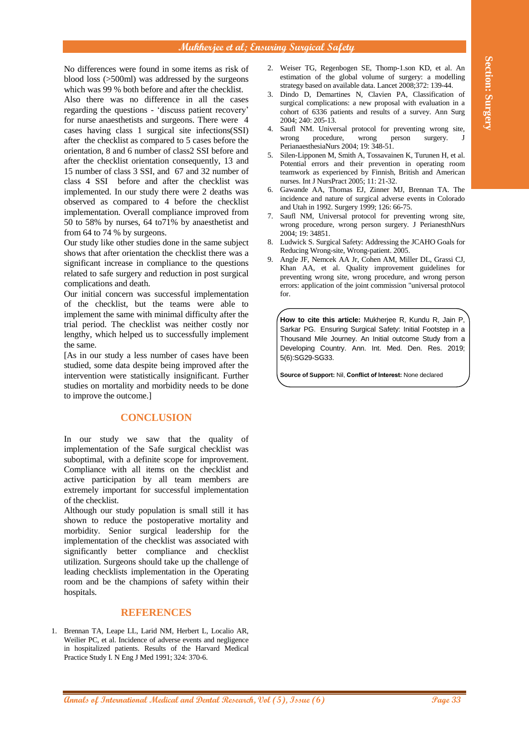No differences were found in some items as risk of blood loss (>500ml) was addressed by the surgeons which was 99 % both before and after the checklist.

Also there was no difference in all the cases regarding the questions - 'discuss patient recovery' for nurse anaesthetists and surgeons. There were 4 cases having class 1 surgical site infections(SSI) after the checklist as compared to 5 cases before the orientation, 8 and 6 number of class2 SSI before and after the checklist orientation consequently, 13 and 15 number of class 3 SSI, and 67 and 32 number of class 4 SSI before and after the checklist was implemented. In our study there were 2 deaths was observed as compared to 4 before the checklist implementation. Overall compliance improved from 50 to 58% by nurses, 64 to71% by anaesthetist and from 64 to 74 % by surgeons.

Our study like other studies done in the same subject shows that after orientation the checklist there was a significant increase in compliance to the questions related to safe surgery and reduction in post surgical complications and death.

Our initial concern was successful implementation of the checklist, but the teams were able to implement the same with minimal difficulty after the trial period. The checklist was neither costly nor lengthy, which helped us to successfully implement the same.

[As in our study a less number of cases have been studied, some data despite being improved after the intervention were statistically insignificant. Further studies on mortality and morbidity needs to be done to improve the outcome.]

## CONCLUSION

In our study we saw that the quality of implementation of the Safe surgical checklist was suboptimal, with a definite scope for improvement. Compliance with all items on the checklist and active participation by all team members are extremely important for successful implementation of the checklist.

Although our study population is small still it has shown to reduce the postoperative mortality and morbidity. Senior surgical leadership for the implementation of the checklist was associated with significantly better compliance and checklist utilization. Surgeons should take up the challenge of leading checklists implementation in the Operating room and be the champions of safety within their hospitals.

## REFERENCES

1. Brennan TA, Leape LL, Larid NM, Herbert L, Localio AR, Weilier PC, et al. Incidence of adverse events and negligence in hospitalized patients. Results of the Harvard Medical Practice Study I. N Eng J Med 1991; 324: 370-6.
2. Weiser TG, Regenbogen SE, Thomp-1.son KD, et al. An estimation of the global volume of surgery: a modelling strategy based on available data. Lancet 2008;372: 139-44.
3. Dindo D, Demartines N, Clavien PA, Classification of surgical complications: a new proposal with evaluation in a cohort of 6336 patients and results of a survey. Ann Surg 2004; 240: 205-13.
4. Saufl NM. Universal protocol for preventing wrong site, wrong procedure, wrong person surgery. J PerianaesthesiaNurs 2004; 19: 348-51.
5. Silen-Lipponen M, Smith A, Tossavainen K, Turunen H, et al. Potential errors and their prevention in operating room teamwork as experienced by Finnish, British and American nurses. Int J NursPract 2005; 11: 21-32.
6. Gawande AA, Thomas EJ, Zinner MJ, Brennan TA. The incidence and nature of surgical adverse events in Colorado and Utah in 1992. Surgery 1999; 126: 66-75.
7. Saufl NM, Universal protocol for preventing wrong site, wrong procedure, wrong person surgery. J PerianesthNurs 2004; 19: 34851.
8. Ludwick S. Surgical Safety: Addressing the JCAHO Goals for Reducing Wrong-site, Wrong-patient. 2005.
9. Angle JF, Nemcek AA Jr, Cohen AM, Miller DL, Grassi CJ, Khan AA, et al. Quality improvement guidelines for preventing wrong site, wrong procedure, and wrong person errors: application of the joint commission "universal protocol for.

**How to cite this article:** Mukherjee R, Kundu R, Jain P, Sarkar PG. Ensuring Surgical Safety: Initial Footstep in a Thousand Mile Journey. An Initial outcome Study from a Developing Country. Ann. Int. Med. Den. Res. 2019; 5(6):SG29-SG33.

**Source of Support:** Nil, **Conflict of Interest:** None declared